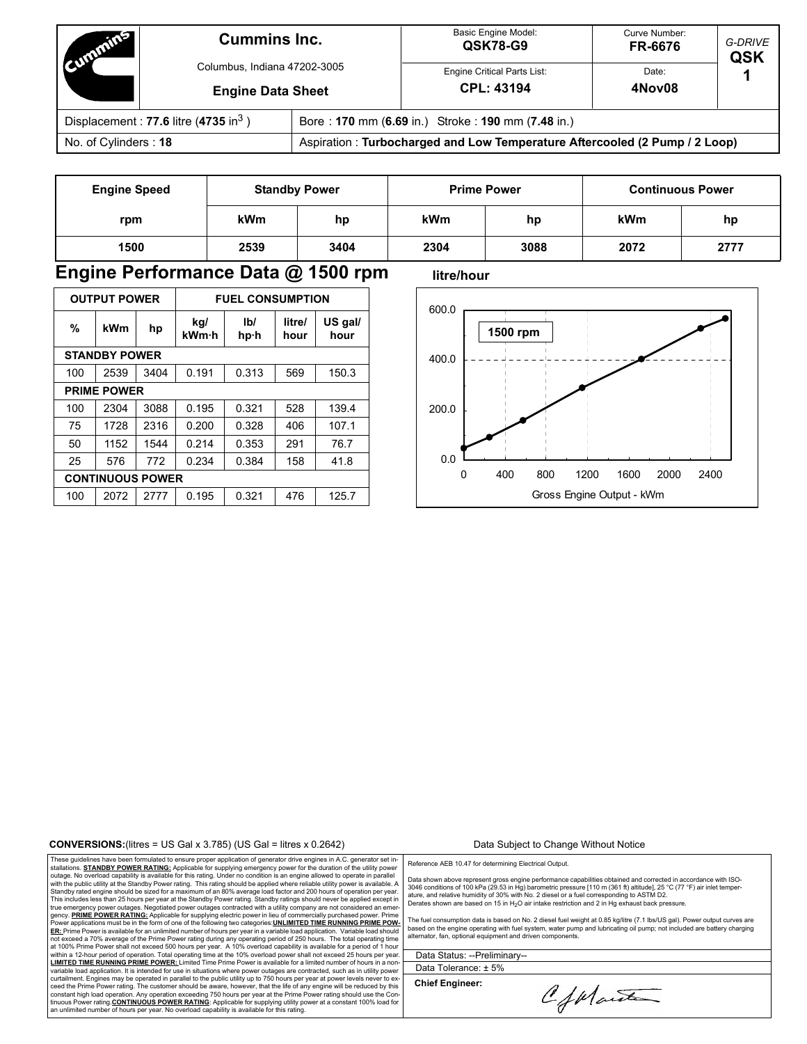# Cummins Inc.

Columbus, Indiana 47202-3005

**Engine Data Sheet**

| Basic Engine Model: | Curve Number: | G-DRIVE |
|---|---|---|
| **QSK78-G9** | **FR-6676** | **QSK 1** |
| Engine Critical Parts List: **CPL: 43194** | Date: **4Nov08** | |

| Displacement : **77.6** litre (**4735** in$^3$ ) | Bore : **170** mm (**6.69** in.) Stroke : **190** mm (**7.48** in.) |
|---|---|
| No. of Cylinders : **18** | Aspiration : **Turbocharged and Low Temperature Aftercooled (2 Pump / 2 Loop)** |

| Engine Speed | Standby Power | | Prime Power | | Continuous Power | |
|---|---|---|---|---|---|---|
| rpm | kWm | hp | kWm | hp | kWm | hp |
| 1500 | 2539 | 3404 | 2304 | 3088 | 2072 | 2777 |

## Engine Performance Data @ 1500 rpm

| OUTPUT POWER | | | FUEL CONSUMPTION | | | |
|---|---|---|---|---|---|---|
| % | kWm | hp | kg/ kWm·h | lb/ hp·h | litre/ hour | US gal/ hour |
| **STANDBY POWER** | | | | | | |
| 100 | 2539 | 3404 | 0.191 | 0.313 | 569 | 150.3 |
| **PRIME POWER** | | | | | | |
| 100 | 2304 | 3088 | 0.195 | 0.321 | 528 | 139.4 |
| 75 | 1728 | 2316 | 0.200 | 0.328 | 406 | 107.1 |
| 50 | 1152 | 1544 | 0.214 | 0.353 | 291 | 76.7 |
| 25 | 576 | 772 | 0.234 | 0.384 | 158 | 41.8 |
| **CONTINUOUS POWER** | | | | | | |
| 100 | 2072 | 2777 | 0.195 | 0.321 | 476 | 125.7 |

litre/hour

1500 rpm

Gross Engine Output - kWm

**CONVERSIONS:** (litres = US Gal x 3.785) (US Gal = litres x 0.2642)

Data Subject to Change Without Notice

These guidelines have been formulated to ensure proper application of generator drive engines in A.C. generator set installations. **STANDBY POWER RATING:** Applicable for supplying emergency power for the duration of the utility power outage. No overload capability is available for this rating. Under no condition is an engine allowed to operate in parallel with the public utility at the Standby Power rating. This rating should be applied where reliable utility power is available. A Standby rated engine should be sized for a maximum of an 80% average load factor and 200 hours of operation per year. This includes less than 25 hours per year at the Standby Power rating. Standby ratings should never be applied except in true emergency power outages. Negotiated power outages contracted with a utility company are not considered an emergency. **PRIME POWER RATING:** Applicable for supplying electric power in lieu of commercially purchased power. Prime Power applications must be in the form of one of the following two categories: **UNLIMITED TIME RUNNING PRIME POWER:** Prime Power is available for an unlimited number of hours per year in a variable load application. Variable load should not exceed a 70% average of the Prime Power rating during any operating period of 250 hours. The total operating time at 100% Prime Power shall not exceed 500 hours per year. A 10% overload capability is available for a period of 1 hour within a 12-hour period of operation. Total operating time at the 10% overload power shall not exceed 25 hours per year. **LIMITED TIME RUNNING PRIME POWER:** Limited Time Prime Power is available for a limited number of hours in a non-variable load application. It is intended for use in situations where power outages are contracted, such as in utility power curtailment. Engines may be operated in parallel to the public utility up to 750 hours per year at power levels never to exceed the Prime Power rating. The customer should be aware, however, that the life of any engine will be reduced by this constant high load operation. Any operation exceeding 750 hours per year at the Prime Power rating should use the Continuous Power rating. **CONTINUOUS POWER RATING:** Applicable for supplying utility power at a constant 100% load for an unlimited number of hours per year. No overload capability is available for this rating.

Reference AEB 10.47 for determining Electrical Output.

Data shown above represent gross engine performance capabilities obtained and corrected in accordance with ISO-3046 conditions of 100 kPa (29.53 in Hg) barometric pressure [110 m (361 ft) altitude], 25 °C (77 °F) air inlet temperature, and relative humidity of 30% with No. 2 diesel or a fuel corresponding to ASTM D2.
Derates shown are based on 15 in $H_2O$ air intake restriction and 2 in Hg exhaust back pressure.

The fuel consumption data is based on No. 2 diesel fuel weight at 0.85 kg/litre (7.1 lbs/US gal). Power output curves are based on the engine operating with fuel system, water pump and lubricating oil pump; not included are battery charging alternator, fan, optional equipment and driven components.

Data Status: --Preliminary--

Data Tolerance: ± 5%

**Chief Engineer:**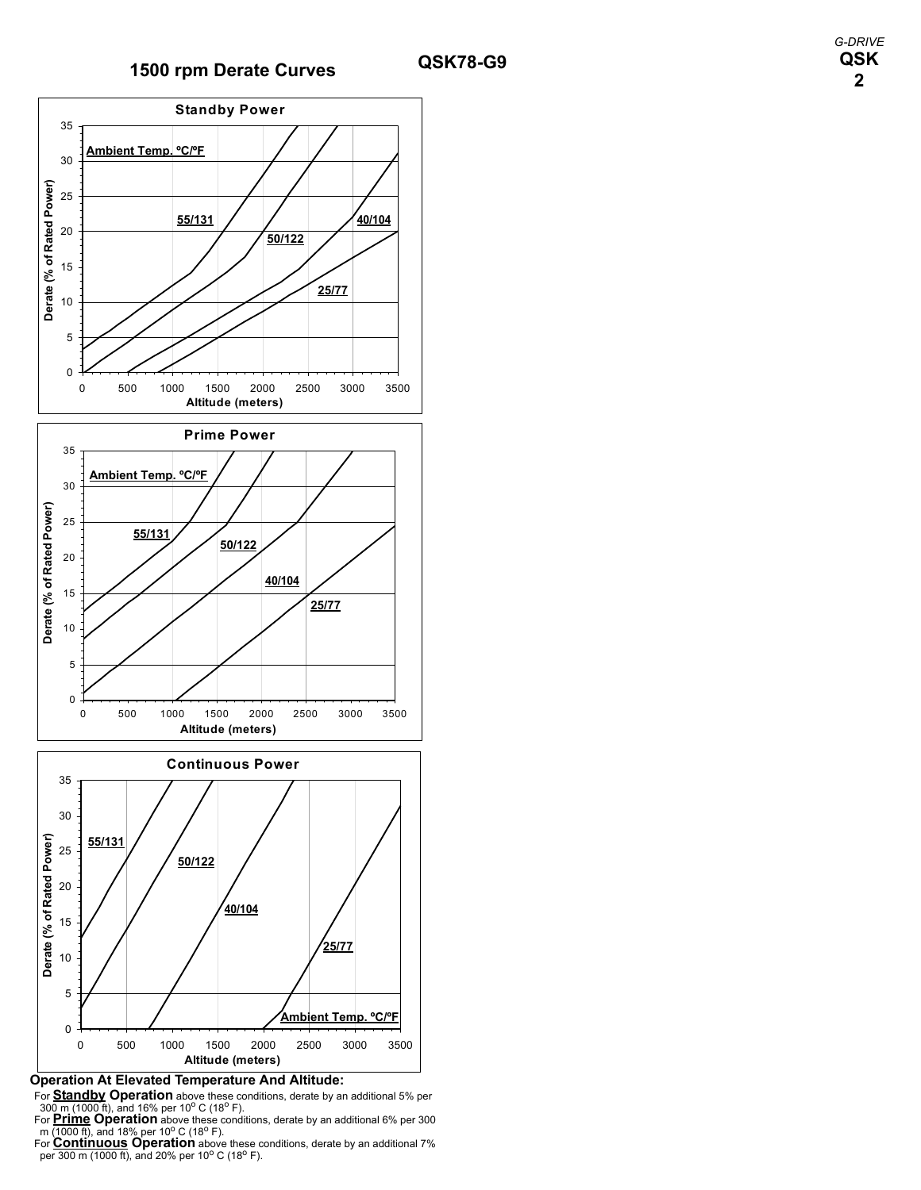# 1500 rpm Derate Curves

## QSK78-G9

### Standby Power

Ambient Temp. ºC/ºF

55/131

50/122

40/104

25/77

Derate (% of Rated Power)

Altitude (meters)

### Prime Power

Ambient Temp. ºC/ºF

55/131

50/122

40/104

25/77

Derate (% of Rated Power)

Altitude (meters)

### Continuous Power

55/131

50/122

40/104

25/77

Ambient Temp. ºC/ºF

Derate (% of Rated Power)

Altitude (meters)

**Operation At Elevated Temperature And Altitude:**

For **Standby Operation** above these conditions, derate by an additional 5% per 300 m (1000 ft), and 16% per 10º C (18º F).

For **Prime Operation** above these conditions, derate by an additional 6% per 300 m (1000 ft), and 18% per 10º C (18º F).

For **Continuous Operation** above these conditions, derate by an additional 7% per 300 m (1000 ft), and 20% per 10º C (18º F).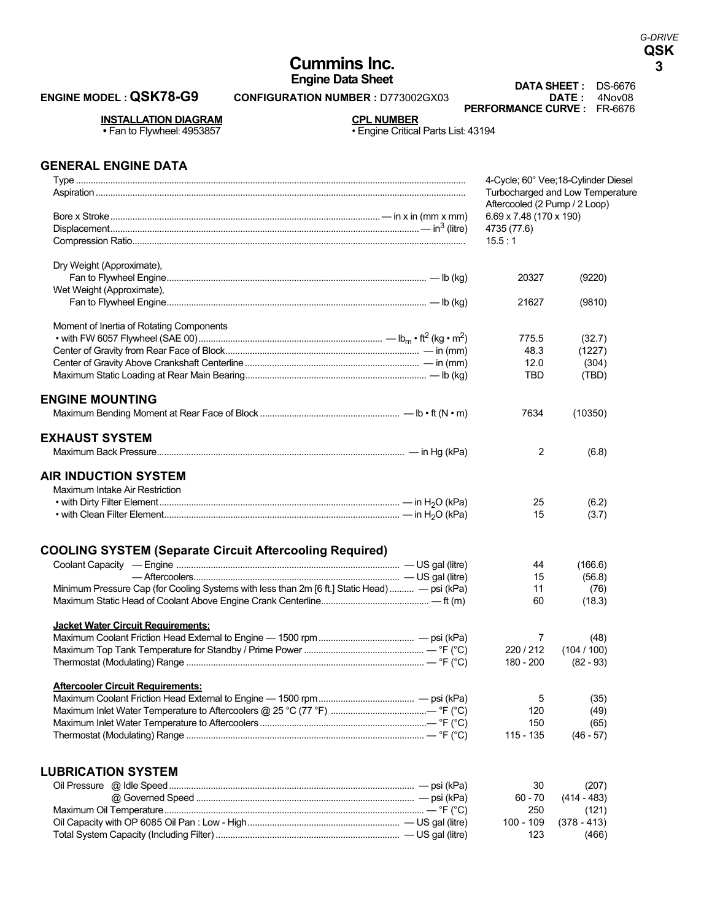*G-DRIVE*
**QSK**
**3**

# Cummins Inc.

**Engine Data Sheet**

**ENGINE MODEL : QSK78-G9** **CONFIGURATION NUMBER :** D773002GX03

**DATA SHEET :** DS-6676
**DATE :** 4Nov08
**PERFORMANCE CURVE :** FR-6676

**INSTALLATION DIAGRAM**
- Fan to Flywheel: 4953857

**CPL NUMBER**
- Engine Critical Parts List: 43194

## GENERAL ENGINE DATA

| | | |
|---|---|---|
| Type | 4-Cycle; 60° Vee;18-Cylinder Diesel | |
| Aspiration | Turbocharged and Low Temperature Aftercooled (2 Pump / 2 Loop) | |
| Bore x Stroke — in x in (mm x mm) | 6.69 x 7.48 (170 x 190) | |
| Displacement — $in^3$ (litre) | 4735 (77.6) | |
| Compression Ratio | 15.5 : 1 | |
| Dry Weight (Approximate), Fan to Flywheel Engine — lb (kg) | 20327 | (9220) |
| Wet Weight (Approximate), Fan to Flywheel Engine — lb (kg) | 21627 | (9810) |
| Moment of Inertia of Rotating Components • with FW 6057 Flywheel (SAE 00) — $lb_m \cdot ft^2$ ($kg \cdot m^2$) | 775.5 | (32.7) |
| Center of Gravity from Rear Face of Block — in (mm) | 48.3 | (1227) |
| Center of Gravity Above Crankshaft Centerline — in (mm) | 12.0 | (304) |
| Maximum Static Loading at Rear Main Bearing — lb (kg) | TBD | (TBD) |

## ENGINE MOUNTING

| | | |
|---|---|---|
| Maximum Bending Moment at Rear Face of Block — lb • ft (N • m) | 7634 | (10350) |

## EXHAUST SYSTEM

| | | |
|---|---|---|
| Maximum Back Pressure — in Hg (kPa) | 2 | (6.8) |

## AIR INDUCTION SYSTEM

| | | |
|---|---|---|
| Maximum Intake Air Restriction | | |
| • with Dirty Filter Element — in $H_2O$ (kPa) | 25 | (6.2) |
| • with Clean Filter Element — in $H_2O$ (kPa) | 15 | (3.7) |

## COOLING SYSTEM (Separate Circuit Aftercooling Required)

| | | |
|---|---|---|
| Coolant Capacity — Engine — US gal (litre) | 44 | (166.6) |
| — Aftercoolers — US gal (litre) | 15 | (56.8) |
| Minimum Pressure Cap (for Cooling Systems with less than 2m [6 ft.] Static Head) — psi (kPa) | 11 | (76) |
| Maximum Static Head of Coolant Above Engine Crank Centerline — ft (m) | 60 | (18.3) |
| **Jacket Water Circuit Requirements:** | | |
| Maximum Coolant Friction Head External to Engine — 1500 rpm — psi (kPa) | 7 | (48) |
| Maximum Top Tank Temperature for Standby / Prime Power — °F (°C) | 220 / 212 | (104 / 100) |
| Thermostat (Modulating) Range — °F (°C) | 180 - 200 | (82 - 93) |
| **Aftercooler Circuit Requirements:** | | |
| Maximum Coolant Friction Head External to Engine — 1500 rpm — psi (kPa) | 5 | (35) |
| Maximum Inlet Water Temperature to Aftercoolers @ 25 °C (77 °F) — °F (°C) | 120 | (49) |
| Maximum Inlet Water Temperature to Aftercoolers — °F (°C) | 150 | (65) |
| Thermostat (Modulating) Range — °F (°C) | 115 - 135 | (46 - 57) |

## LUBRICATION SYSTEM

| | | |
|---|---|---|
| Oil Pressure @ Idle Speed — psi (kPa) | 30 | (207) |
| @ Governed Speed — psi (kPa) | 60 - 70 | (414 - 483) |
| Maximum Oil Temperature — °F (°C) | 250 | (121) |
| Oil Capacity with OP 6085 Oil Pan : Low - High — US gal (litre) | 100 - 109 | (378 - 413) |
| Total System Capacity (Including Filter) — US gal (litre) | 123 | (466) |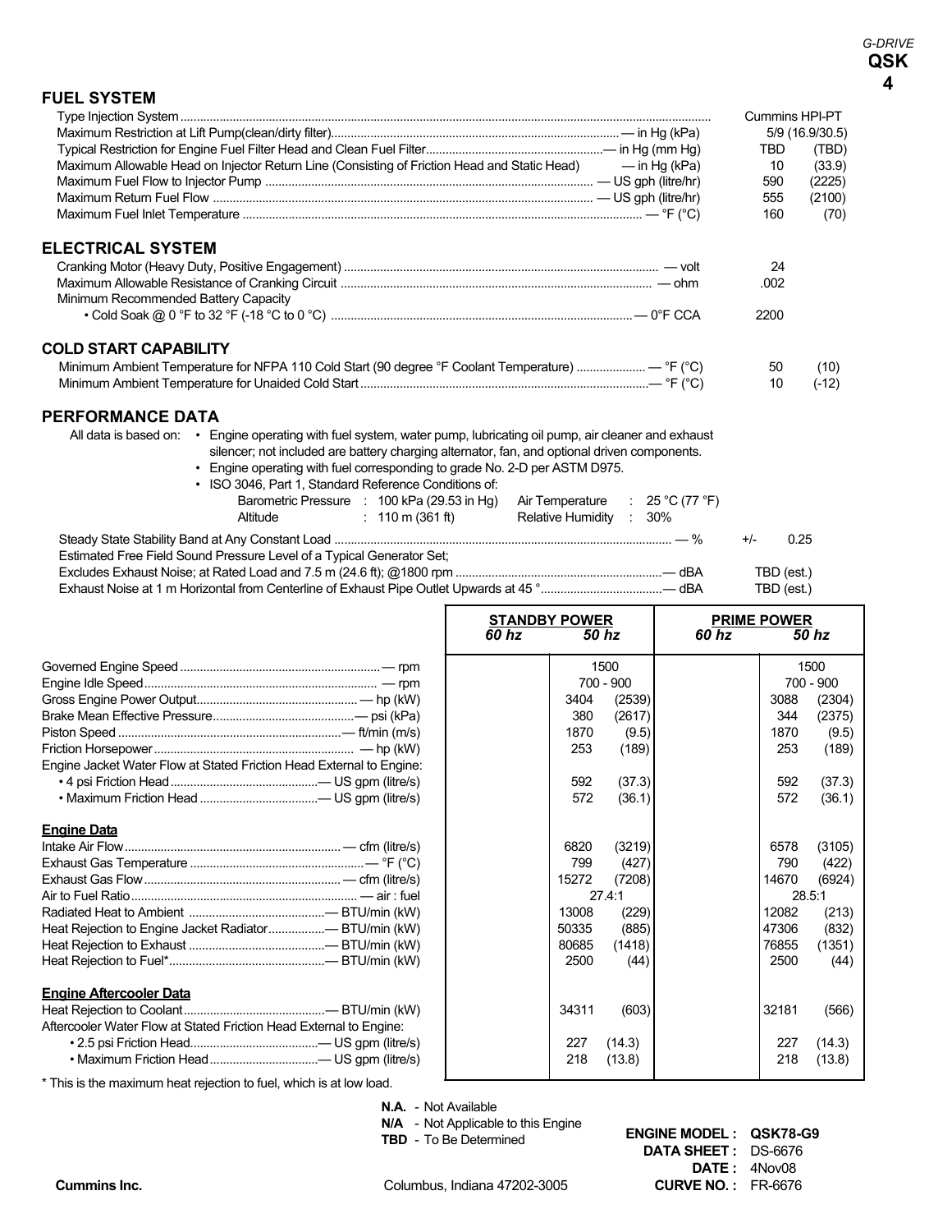## FUEL SYSTEM

| | | | |
|---|---|---|---|
| Type Injection System | | Cummins HPI-PT | |
| Maximum Restriction at Lift Pump(clean/dirty filter) | — in Hg (kPa) | 5/9 (16.9/30.5) | |
| Typical Restriction for Engine Fuel Filter Head and Clean Fuel Filter | — in Hg (mm Hg) | TBD | (TBD) |
| Maximum Allowable Head on Injector Return Line (Consisting of Friction Head and Static Head) | — in Hg (kPa) | 10 | (33.9) |
| Maximum Fuel Flow to Injector Pump | — US gph (litre/hr) | 590 | (2225) |
| Maximum Return Fuel Flow | — US gph (litre/hr) | 555 | (2100) |
| Maximum Fuel Inlet Temperature | — °F (°C) | 160 | (70) |

## ELECTRICAL SYSTEM

| | | |
|---|---|---|
| Cranking Motor (Heavy Duty, Positive Engagement) | — volt | 24 |
| Maximum Allowable Resistance of Cranking Circuit | — ohm | .002 |
| Minimum Recommended Battery Capacity | | |
| • Cold Soak @ 0 °F to 32 °F (-18 °C to 0 °C) | — 0°F CCA | 2200 |

## COLD START CAPABILITY

| | | | |
|---|---|---|---|
| Minimum Ambient Temperature for NFPA 110 Cold Start (90 degree °F Coolant Temperature) | — °F (°C) | 50 | (10) |
| Minimum Ambient Temperature for Unaided Cold Start | — °F (°C) | 10 | (-12) |

## PERFORMANCE DATA

All data is based on:
- Engine operating with fuel system, water pump, lubricating oil pump, air cleaner and exhaust silencer; not included are battery charging alternator, fan, and optional driven components.
- Engine operating with fuel corresponding to grade No. 2-D per ASTM D975.
- ISO 3046, Part 1, Standard Reference Conditions of:
  - Barometric Pressure : 100 kPa (29.53 in Hg) Air Temperature : 25 °C (77 °F)
  - Altitude : 110 m (361 ft) Relative Humidity : 30%

| | | |
|---|---|---|
| Steady State Stability Band at Any Constant Load | — % | +/- 0.25 |
| Estimated Free Field Sound Pressure Level of a Typical Generator Set; | | |
| Excludes Exhaust Noise; at Rated Load and 7.5 m (24.6 ft); @1800 rpm | — dBA | TBD (est.) |
| Exhaust Noise at 1 m Horizontal from Centerline of Exhaust Pipe Outlet Upwards at 45 ° | — dBA | TBD (est.) |

| | STANDBY POWER | | | PRIME POWER | | |
|---|---|---|---|---|---|---|
| | 60 hz | 50 hz | | 60 hz | 50 hz | |
| Governed Engine Speed — rpm | | 1500 | | | 1500 | |
| Engine Idle Speed — rpm | | 700 - 900 | | | 700 - 900 | |
| Gross Engine Power Output — hp (kW) | | 3404 | (2539) | | 3088 | (2304) |
| Brake Mean Effective Pressure — psi (kPa) | | 380 | (2617) | | 344 | (2375) |
| Piston Speed — ft/min (m/s) | | 1870 | (9.5) | | 1870 | (9.5) |
| Friction Horsepower — hp (kW) | | 253 | (189) | | 253 | (189) |
| Engine Jacket Water Flow at Stated Friction Head External to Engine: | | | | | | |
| • 4 psi Friction Head — US gpm (litre/s) | | 592 | (37.3) | | 592 | (37.3) |
| • Maximum Friction Head — US gpm (litre/s) | | 572 | (36.1) | | 572 | (36.1) |
| **Engine Data** | | | | | | |
| Intake Air Flow — cfm (litre/s) | | 6820 | (3219) | | 6578 | (3105) |
| Exhaust Gas Temperature — °F (°C) | | 799 | (427) | | 790 | (422) |
| Exhaust Gas Flow — cfm (litre/s) | | 15272 | (7208) | | 14670 | (6924) |
| Air to Fuel Ratio — air : fuel | | 27.4:1 | | | 28.5:1 | |
| Radiated Heat to Ambient — BTU/min (kW) | | 13008 | (229) | | 12082 | (213) |
| Heat Rejection to Engine Jacket Radiator — BTU/min (kW) | | 50335 | (885) | | 47306 | (832) |
| Heat Rejection to Exhaust — BTU/min (kW) | | 80685 | (1418) | | 76855 | (1351) |
| Heat Rejection to Fuel* — BTU/min (kW) | | 2500 | (44) | | 2500 | (44) |
| **Engine Aftercooler Data** | | | | | | |
| Heat Rejection to Coolant — BTU/min (kW) | | 34311 | (603) | | 32181 | (566) |
| Aftercooler Water Flow at Stated Friction Head External to Engine: | | | | | | |
| • 2.5 psi Friction Head — US gpm (litre/s) | | 227 | (14.3) | | 227 | (14.3) |
| • Maximum Friction Head — US gpm (litre/s) | | 218 | (13.8) | | 218 | (13.8) |

* This is the maximum heat rejection to fuel, which is at low load.

**N.A.** - Not Available
**N/A** - Not Applicable to this Engine
**TBD** - To Be Determined

**ENGINE MODEL :** QSK78-G9
**DATA SHEET :** DS-6676
**DATE :** 4Nov08
**CURVE NO. :** FR-6676

Cummins Inc. Columbus, Indiana 47202-3005